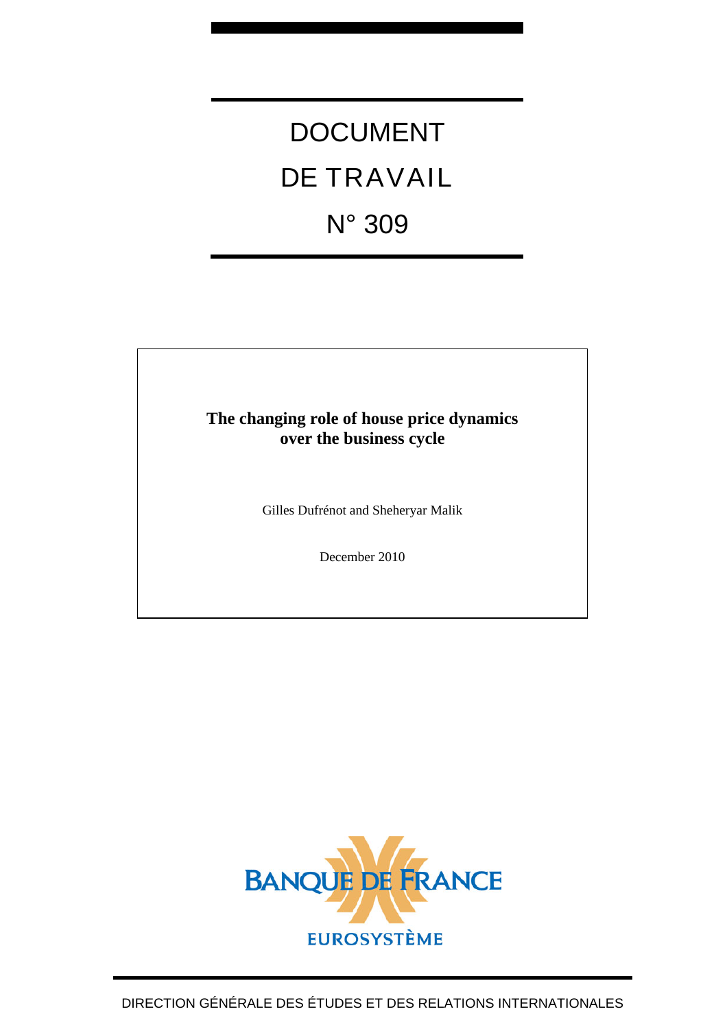# DOCUMENT DE TRAVAIL N° 309

## The changing role of house price dynamics over the business cycle

Gilles Dufrénot and Sheheryar Malik

December 2010

BANQUE DE FRANCE

EUROSYSTÈME

DIRECTION GÉNÉRALE DES ÉTUDES ET DES RELATIONS INTERNATIONALES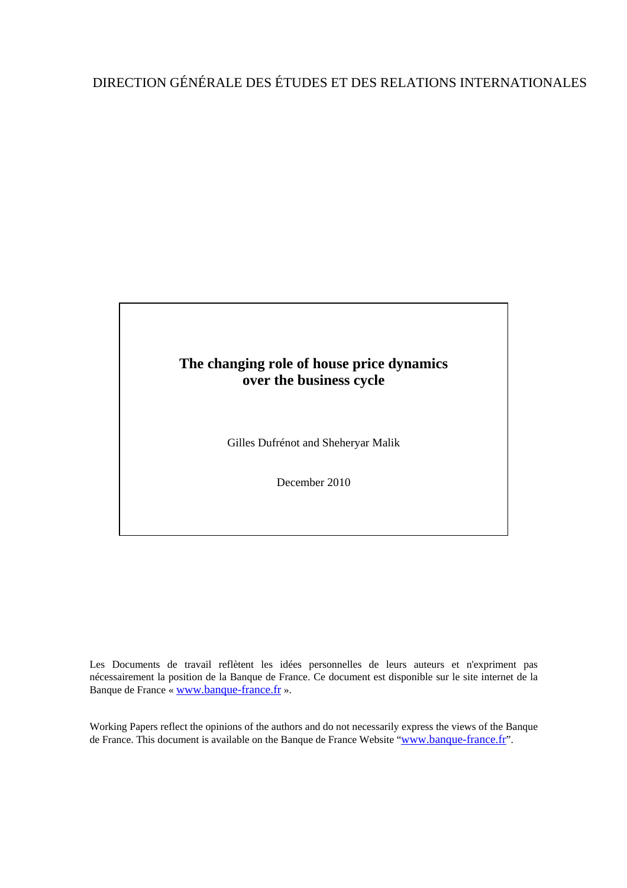DIRECTION GÉNÉRALE DES ÉTUDES ET DES RELATIONS INTERNATIONALES

**The changing role of house price dynamics over the business cycle**

Gilles Dufrénot and Sheheryar Malik

December 2010

Les Documents de travail reflètent les idées personnelles de leurs auteurs et n'expriment pas nécessairement la position de la Banque de France. Ce document est disponible sur le site internet de la Banque de France « www.banque-france.fr ».

Working Papers reflect the opinions of the authors and do not necessarily express the views of the Banque de France. This document is available on the Banque de France Website "www.banque-france.fr".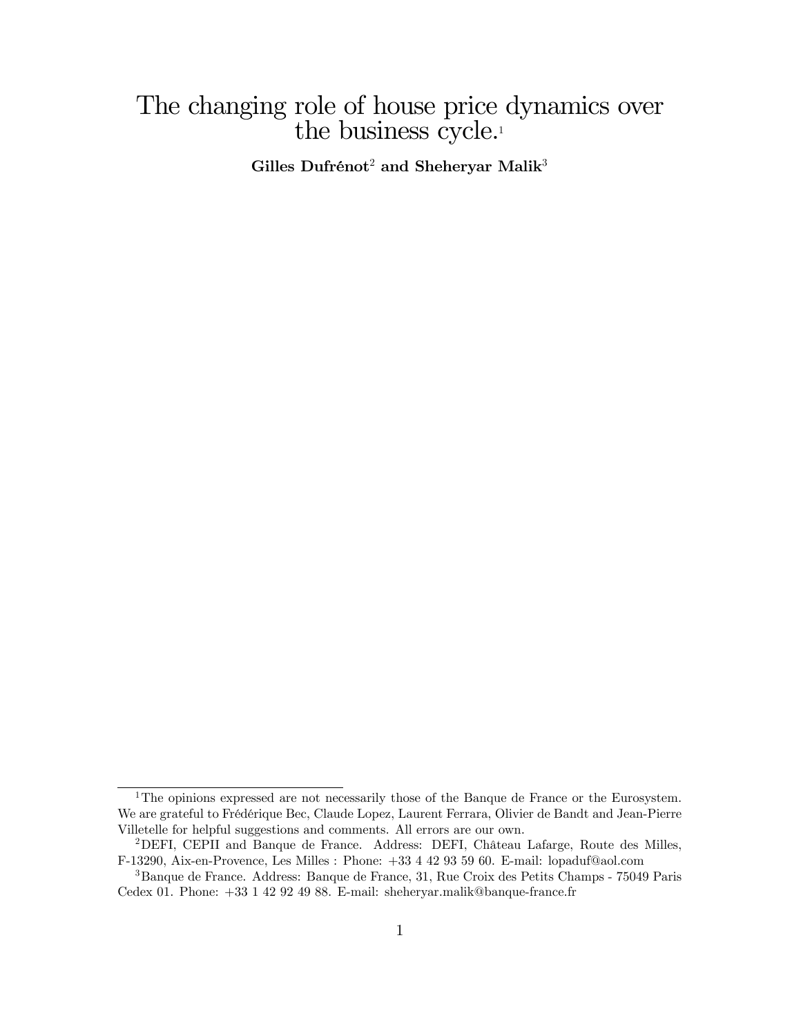# The changing role of house price dynamics over the business cycle.[1]

**Gilles Dufrénot[2] and Sheheryar Malik[3]**

---

[1] The opinions expressed are not necessarily those of the Banque de France or the Eurosystem. We are grateful to Frédérique Bec, Claude Lopez, Laurent Ferrara, Olivier de Bandt and Jean-Pierre Villetelle for helpful suggestions and comments. All errors are our own.

[2] DEFI, CEPII and Banque de France. Address: DEFI, Château Lafarge, Route des Milles, F-13290, Aix-en-Provence, Les Milles : Phone: +33 4 42 93 59 60. E-mail: lopaduf@aol.com

[3] Banque de France. Address: Banque de France, 31, Rue Croix des Petits Champs - 75049 Paris Cedex 01. Phone: +33 1 42 92 49 88. E-mail: sheheryar.malik@banque-france.fr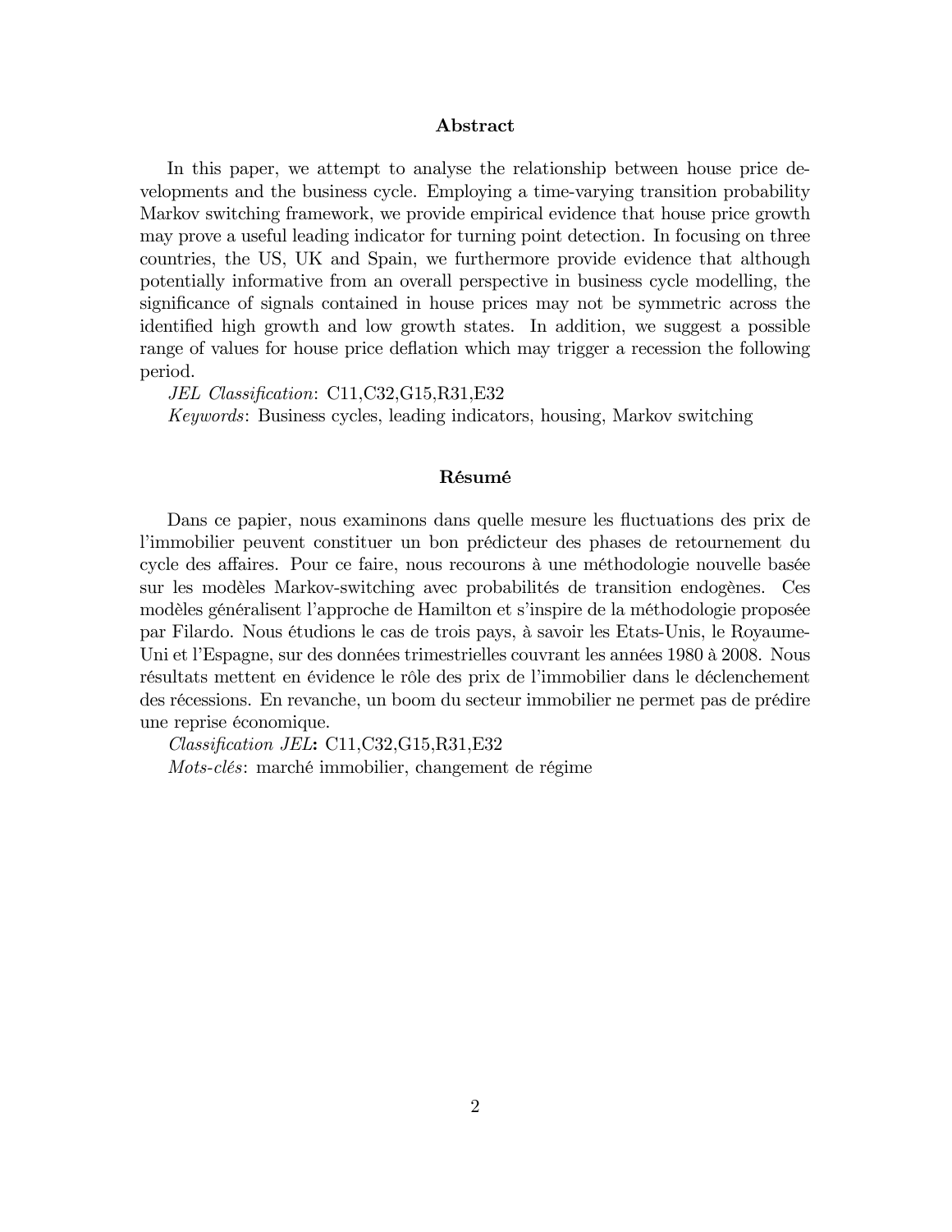## Abstract

In this paper, we attempt to analyse the relationship between house price developments and the business cycle. Employing a time-varying transition probability Markov switching framework, we provide empirical evidence that house price growth may prove a useful leading indicator for turning point detection. In focusing on three countries, the US, UK and Spain, we furthermore provide evidence that although potentially informative from an overall perspective in business cycle modelling, the significance of signals contained in house prices may not be symmetric across the identified high growth and low growth states. In addition, we suggest a possible range of values for house price deflation which may trigger a recession the following period.

*JEL Classification*: C11,C32,G15,R31,E32

*Keywords*: Business cycles, leading indicators, housing, Markov switching

## Résumé

Dans ce papier, nous examinons dans quelle mesure les fluctuations des prix de l'immobilier peuvent constituer un bon prédicteur des phases de retournement du cycle des affaires. Pour ce faire, nous recourons à une méthodologie nouvelle basée sur les modèles Markov-switching avec probabilités de transition endogènes. Ces modèles généralisent l'approche de Hamilton et s'inspire de la méthodologie proposée par Filardo. Nous étudions le cas de trois pays, à savoir les Etats-Unis, le Royaume-Uni et l'Espagne, sur des données trimestrielles couvrant les années 1980 à 2008. Nous résultats mettent en évidence le rôle des prix de l'immobilier dans le déclenchement des récessions. En revanche, un boom du secteur immobilier ne permet pas de prédire une reprise économique.

*Classification JEL*: C11,C32,G15,R31,E32

*Mots-clés*: marché immobilier, changement de régime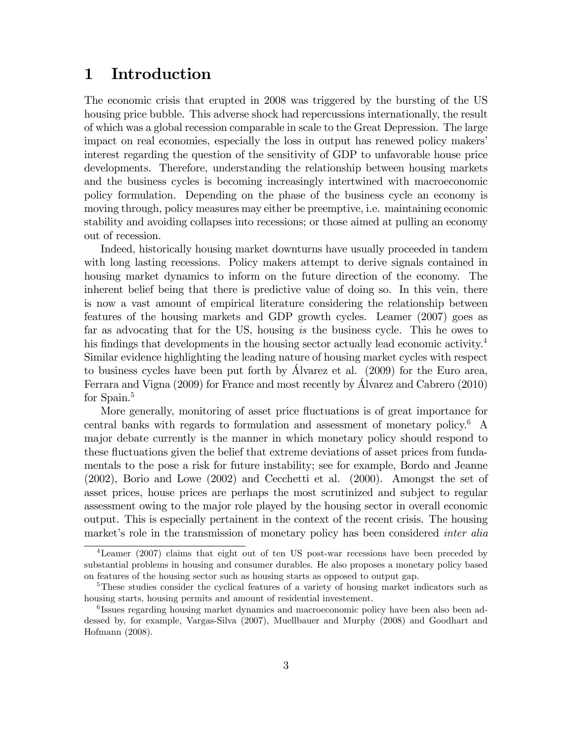# 1 Introduction

The economic crisis that erupted in 2008 was triggered by the bursting of the US housing price bubble. This adverse shock had repercussions internationally, the result of which was a global recession comparable in scale to the Great Depression. The large impact on real economies, especially the loss in output has renewed policy makers' interest regarding the question of the sensitivity of GDP to unfavorable house price developments. Therefore, understanding the relationship between housing markets and the business cycles is becoming increasingly intertwined with macroeconomic policy formulation. Depending on the phase of the business cycle an economy is moving through, policy measures may either be preemptive, i.e. maintaining economic stability and avoiding collapses into recessions; or those aimed at pulling an economy out of recession.

Indeed, historically housing market downturns have usually proceeded in tandem with long lasting recessions. Policy makers attempt to derive signals contained in housing market dynamics to inform on the future direction of the economy. The inherent belief being that there is predictive value of doing so. In this vein, there is now a vast amount of empirical literature considering the relationship between features of the housing markets and GDP growth cycles. Leamer (2007) goes as far as advocating that for the US, housing *is* the business cycle. This he owes to his findings that developments in the housing sector actually lead economic activity.[4] Similar evidence highlighting the leading nature of housing market cycles with respect to business cycles have been put forth by Álvarez et al. (2009) for the Euro area, Ferrara and Vigna (2009) for France and most recently by Álvarez and Cabrero (2010) for Spain.[5]

More generally, monitoring of asset price fluctuations is of great importance for central banks with regards to formulation and assessment of monetary policy.[6] A major debate currently is the manner in which monetary policy should respond to these fluctuations given the belief that extreme deviations of asset prices from fundamentals to the pose a risk for future instability; see for example, Bordo and Jeanne (2002), Borio and Lowe (2002) and Cecchetti et al. (2000). Amongst the set of asset prices, house prices are perhaps the most scrutinized and subject to regular assessment owing to the major role played by the housing sector in overall economic output. This is especially pertainent in the context of the recent crisis. The housing market's role in the transmission of monetary policy has been considered *inter alia*

[4] Leamer (2007) claims that eight out of ten US post-war recessions have been preceded by substantial problems in housing and consumer durables. He also proposes a monetary policy based on features of the housing sector such as housing starts as opposed to output gap.

[5] These studies consider the cyclical features of a variety of housing market indicators such as housing starts, housing permits and amount of residential investement.

[6] Issues regarding housing market dynamics and macroeconomic policy have been also been addessed by, for example, Vargas-Silva (2007), Muellbauer and Murphy (2008) and Goodhart and Hofmann (2008).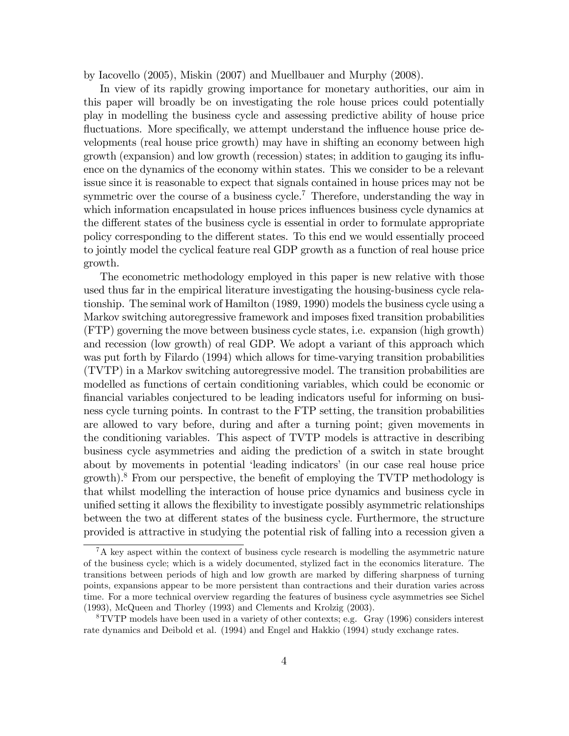by Iacovello (2005), Miskin (2007) and Muellbauer and Murphy (2008).

In view of its rapidly growing importance for monetary authorities, our aim in this paper will broadly be on investigating the role house prices could potentially play in modelling the business cycle and assessing predictive ability of house price fluctuations. More specifically, we attempt understand the influence house price developments (real house price growth) may have in shifting an economy between high growth (expansion) and low growth (recession) states; in addition to gauging its influence on the dynamics of the economy within states. This we consider to be a relevant issue since it is reasonable to expect that signals contained in house prices may not be symmetric over the course of a business cycle.[7] Therefore, understanding the way in which information encapsulated in house prices influences business cycle dynamics at the different states of the business cycle is essential in order to formulate appropriate policy corresponding to the different states. To this end we would essentially proceed to jointly model the cyclical feature real GDP growth as a function of real house price growth.

The econometric methodology employed in this paper is new relative with those used thus far in the empirical literature investigating the housing-business cycle relationship. The seminal work of Hamilton (1989, 1990) models the business cycle using a Markov switching autoregressive framework and imposes fixed transition probabilities (FTP) governing the move between business cycle states, i.e. expansion (high growth) and recession (low growth) of real GDP. We adopt a variant of this approach which was put forth by Filardo (1994) which allows for time-varying transition probabilities (TVTP) in a Markov switching autoregressive model. The transition probabilities are modelled as functions of certain conditioning variables, which could be economic or financial variables conjectured to be leading indicators useful for informing on business cycle turning points. In contrast to the FTP setting, the transition probabilities are allowed to vary before, during and after a turning point; given movements in the conditioning variables. This aspect of TVTP models is attractive in describing business cycle asymmetries and aiding the prediction of a switch in state brought about by movements in potential 'leading indicators' (in our case real house price growth).[8] From our perspective, the benefit of employing the TVTP methodology is that whilst modelling the interaction of house price dynamics and business cycle in unified setting it allows the flexibility to investigate possibly asymmetric relationships between the two at different states of the business cycle. Furthermore, the structure provided is attractive in studying the potential risk of falling into a recession given a

[7] A key aspect within the context of business cycle research is modelling the asymmetric nature of the business cycle; which is a widely documented, stylized fact in the economics literature. The transitions between periods of high and low growth are marked by differing sharpness of turning points, expansions appear to be more persistent than contractions and their duration varies across time. For a more technical overview regarding the features of business cycle asymmetries see Sichel (1993), McQueen and Thorley (1993) and Clements and Krolzig (2003).

[8] TVTP models have been used in a variety of other contexts; e.g. Gray (1996) considers interest rate dynamics and Deibold et al. (1994) and Engel and Hakkio (1994) study exchange rates.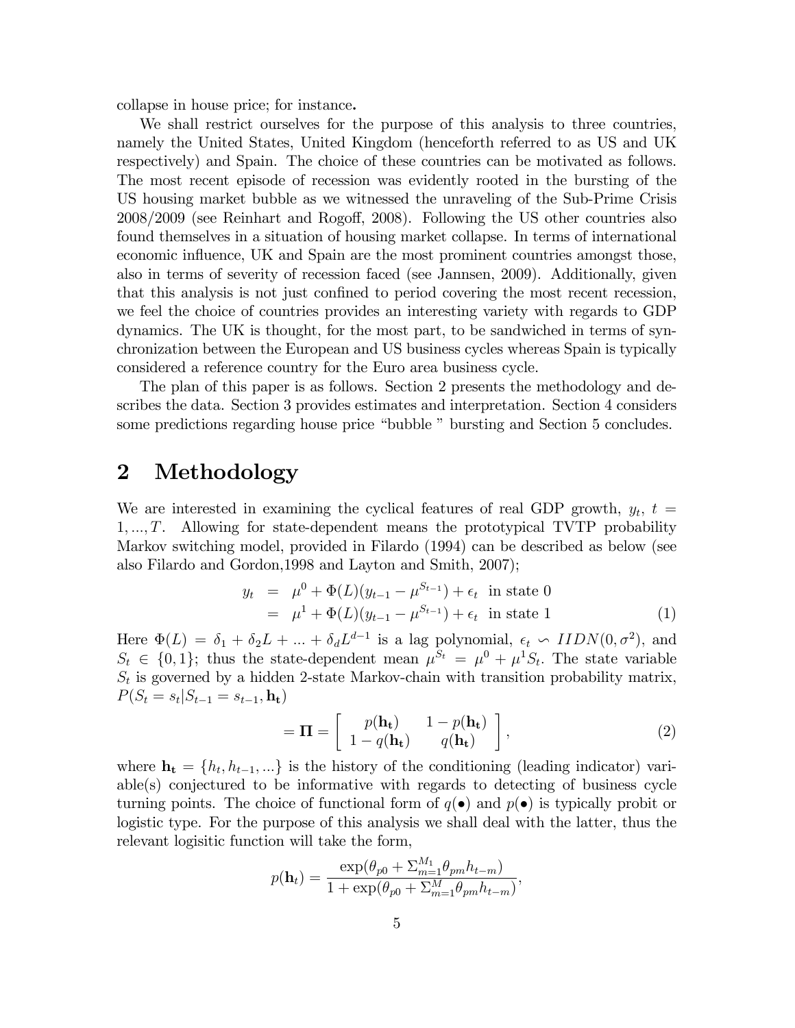collapse in house price; for instance**.**

We shall restrict ourselves for the purpose of this analysis to three countries, namely the United States, United Kingdom (henceforth referred to as US and UK respectively) and Spain. The choice of these countries can be motivated as follows. The most recent episode of recession was evidently rooted in the bursting of the US housing market bubble as we witnessed the unraveling of the Sub-Prime Crisis 2008/2009 (see Reinhart and Rogoff, 2008). Following the US other countries also found themselves in a situation of housing market collapse. In terms of international economic influence, UK and Spain are the most prominent countries amongst those, also in terms of severity of recession faced (see Jannsen, 2009). Additionally, given that this analysis is not just confined to period covering the most recent recession, we feel the choice of countries provides an interesting variety with regards to GDP dynamics. The UK is thought, for the most part, to be sandwiched in terms of synchronization between the European and US business cycles whereas Spain is typically considered a reference country for the Euro area business cycle.

The plan of this paper is as follows. Section 2 presents the methodology and describes the data. Section 3 provides estimates and interpretation. Section 4 considers some predictions regarding house price "bubble " bursting and Section 5 concludes.

# 2 Methodology

We are interested in examining the cyclical features of real GDP growth, $y_t$, $t = 1, ..., T$. Allowing for state-dependent means the prototypical TVTP probability Markov switching model, provided in Filardo (1994) can be described as below (see also Filardo and Gordon,1998 and Layton and Smith, 2007);

$$
\begin{aligned}
y_t &= \mu^0 + \Phi(L)(y_{t-1} - \mu^{S_{t-1}}) + \epsilon_t \text{ in state 0} \\
&= \mu^1 + \Phi(L)(y_{t-1} - \mu^{S_{t-1}}) + \epsilon_t \text{ in state 1}
\end{aligned} \tag{1}
$$

Here $\Phi(L) = \delta_1 + \delta_2 L + ... + \delta_d L^{d-1}$ is a lag polynomial, $\epsilon_t \backsim IIDN(0, \sigma^2)$, and $S_t \in \{0, 1\}$; thus the state-dependent mean $\mu^{S_t} = \mu^0 + \mu^1 S_t$. The state variable $S_t$ is governed by a hidden 2-state Markov-chain with transition probability matrix, $P(S_t = s_t | S_{t-1} = s_{t-1}, \mathbf{h_t})$

$$
= \mathbf{\Pi} = \begin{bmatrix} p(\mathbf{h_t}) & 1 - p(\mathbf{h_t}) \\ 1 - q(\mathbf{h_t}) & q(\mathbf{h_t}) \end{bmatrix}, \tag{2}
$$

where $\mathbf{h_t} = \{h_t, h_{t-1}, ...\}$ is the history of the conditioning (leading indicator) variable(s) conjectured to be informative with regards to detecting of business cycle turning points. The choice of functional form of $q(\bullet)$ and $p(\bullet)$ is typically probit or logistic type. For the purpose of this analysis we shall deal with the latter, thus the relevant logisitic function will take the form,

$$
p(\mathbf{h}_t) = \frac{\exp(\theta_{p0} + \Sigma_{m=1}^{M_1} \theta_{pm} h_{t-m})}{1 + \exp(\theta_{p0} + \Sigma_{m=1}^{M} \theta_{pm} h_{t-m})},
$$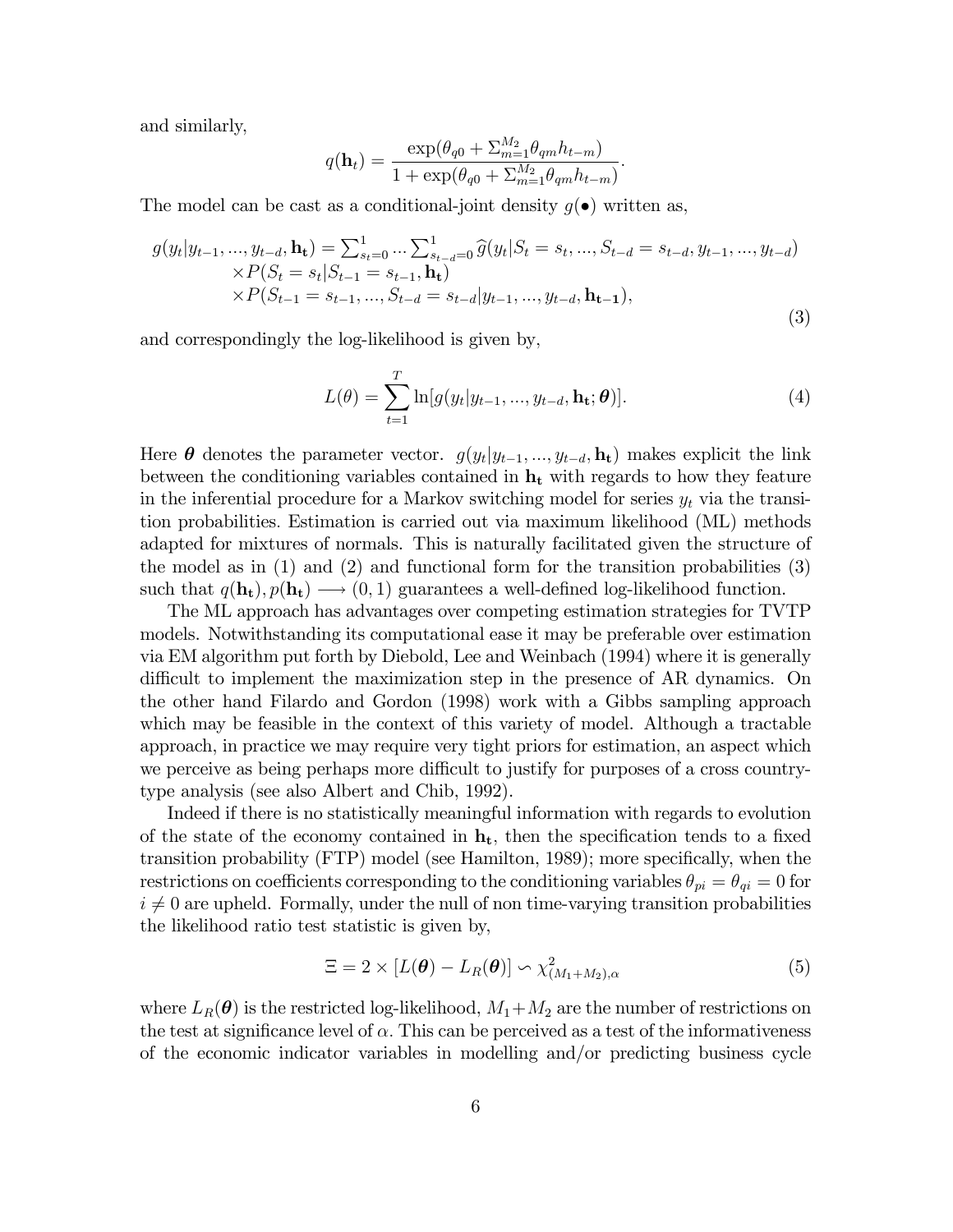and similarly,

$$q(\mathbf{h}_t) = \frac{\exp(\theta_{q0} + \Sigma_{m=1}^{M_2}\theta_{qm}h_{t-m})}{1 + \exp(\theta_{q0} + \Sigma_{m=1}^{M_2}\theta_{qm}h_{t-m})}.$$

The model can be cast as a conditional-joint density $g(\bullet)$ written as,

$$\begin{aligned} g(y_t|y_{t-1},...,y_{t-d},\mathbf{h_t}) = &\Sigma_{s_t=0}^{1} ... \Sigma_{s_{t-d}=0}^{1} \widehat{g}(y_t|S_t = s_t,...,S_{t-d} = s_{t-d}, y_{t-1},...,y_{t-d}) \\ &\times P(S_t = s_t|S_{t-1} = s_{t-1}, \mathbf{h_t}) \\ &\times P(S_{t-1} = s_{t-1},...,S_{t-d} = s_{t-d}|y_{t-1},...,y_{t-d}, \mathbf{h_{t-1}}), \end{aligned} \tag{3}$$

and correspondingly the log-likelihood is given by,

$$L(\theta) = \sum_{t=1}^{T} \ln[g(y_t|y_{t-1},...,y_{t-d},\mathbf{h_t};\boldsymbol{\theta})]. \tag{4}$$

Here $\boldsymbol{\theta}$ denotes the parameter vector. $g(y_t|y_{t-1},...,y_{t-d},\mathbf{h_t})$ makes explicit the link between the conditioning variables contained in $\mathbf{h_t}$ with regards to how they feature in the inferential procedure for a Markov switching model for series $y_t$ via the transition probabilities. Estimation is carried out via maximum likelihood (ML) methods adapted for mixtures of normals. This is naturally facilitated given the structure of the model as in (1) and (2) and functional form for the transition probabilities (3) such that $q(\mathbf{h_t}), p(\mathbf{h_t}) \longrightarrow (0,1)$ guarantees a well-defined log-likelihood function.

The ML approach has advantages over competing estimation strategies for TVTP models. Notwithstanding its computational ease it may be preferable over estimation via EM algorithm put forth by Diebold, Lee and Weinbach (1994) where it is generally difficult to implement the maximization step in the presence of AR dynamics. On the other hand Filardo and Gordon (1998) work with a Gibbs sampling approach which may be feasible in the context of this variety of model. Although a tractable approach, in practice we may require very tight priors for estimation, an aspect which we perceive as being perhaps more difficult to justify for purposes of a cross country-type analysis (see also Albert and Chib, 1992).

Indeed if there is no statistically meaningful information with regards to evolution of the state of the economy contained in $\mathbf{h_t}$, then the specification tends to a fixed transition probability (FTP) model (see Hamilton, 1989); more specifically, when the restrictions on coefficients corresponding to the conditioning variables $\theta_{pi} = \theta_{qi} = 0$ for $i \neq 0$ are upheld. Formally, under the null of non time-varying transition probabilities the likelihood ratio test statistic is given by,

$$\Xi = 2 \times [L(\boldsymbol{\theta}) - L_R(\boldsymbol{\theta})] \backsim \chi^2_{(M_1+M_2),\alpha} \tag{5}$$

where $L_R(\boldsymbol{\theta})$ is the restricted log-likelihood, $M_1+M_2$ are the number of restrictions on the test at significance level of $\alpha$. This can be perceived as a test of the informativeness of the economic indicator variables in modelling and/or predicting business cycle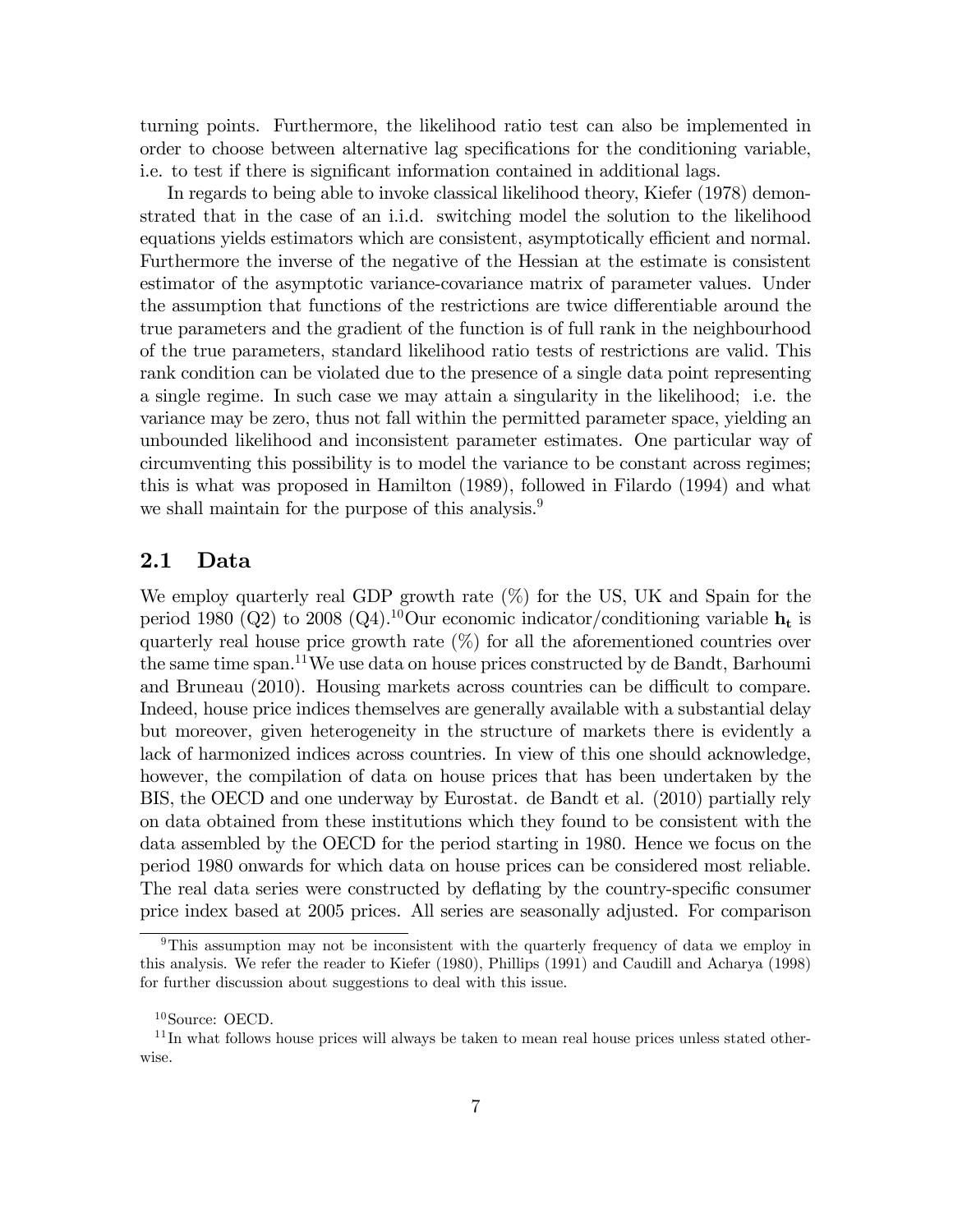turning points. Furthermore, the likelihood ratio test can also be implemented in order to choose between alternative lag specifications for the conditioning variable, i.e. to test if there is significant information contained in additional lags.

In regards to being able to invoke classical likelihood theory, Kiefer (1978) demonstrated that in the case of an i.i.d. switching model the solution to the likelihood equations yields estimators which are consistent, asymptotically efficient and normal. Furthermore the inverse of the negative of the Hessian at the estimate is consistent estimator of the asymptotic variance-covariance matrix of parameter values. Under the assumption that functions of the restrictions are twice differentiable around the true parameters and the gradient of the function is of full rank in the neighbourhood of the true parameters, standard likelihood ratio tests of restrictions are valid. This rank condition can be violated due to the presence of a single data point representing a single regime. In such case we may attain a singularity in the likelihood; i.e. the variance may be zero, thus not fall within the permitted parameter space, yielding an unbounded likelihood and inconsistent parameter estimates. One particular way of circumventing this possibility is to model the variance to be constant across regimes; this is what was proposed in Hamilton (1989), followed in Filardo (1994) and what we shall maintain for the purpose of this analysis.[9]

## 2.1 Data

We employ quarterly real GDP growth rate (%) for the US, UK and Spain for the period 1980 (Q2) to 2008 (Q4).[10] Our economic indicator/conditioning variable $\mathbf{h_t}$ is quarterly real house price growth rate (%) for all the aforementioned countries over the same time span.[11] We use data on house prices constructed by de Bandt, Barhoumi and Bruneau (2010). Housing markets across countries can be difficult to compare. Indeed, house price indices themselves are generally available with a substantial delay but moreover, given heterogeneity in the structure of markets there is evidently a lack of harmonized indices across countries. In view of this one should acknowledge, however, the compilation of data on house prices that has been undertaken by the BIS, the OECD and one underway by Eurostat. de Bandt et al. (2010) partially rely on data obtained from these institutions which they found to be consistent with the data assembled by the OECD for the period starting in 1980. Hence we focus on the period 1980 onwards for which data on house prices can be considered most reliable. The real data series were constructed by deflating by the country-specific consumer price index based at 2005 prices. All series are seasonally adjusted. For comparison

[9] This assumption may not be inconsistent with the quarterly frequency of data we employ in this analysis. We refer the reader to Kiefer (1980), Phillips (1991) and Caudill and Acharya (1998) for further discussion about suggestions to deal with this issue.

[10] Source: OECD.

[11] In what follows house prices will always be taken to mean real house prices unless stated otherwise.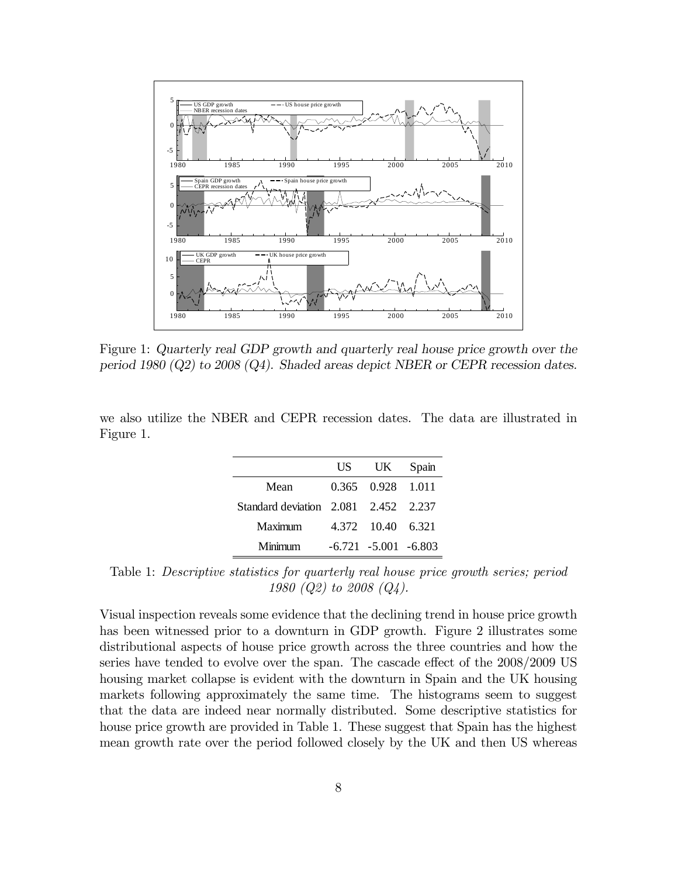Figure 1: *Quarterly real GDP growth and quarterly real house price growth over the period 1980 (Q2) to 2008 (Q4). Shaded areas depict NBER or CEPR recession dates.*

we also utilize the NBER and CEPR recession dates. The data are illustrated in Figure 1.

| | US | UK | Spain |
|---|---|---|---|
| Mean | 0.365 | 0.928 | 1.011 |
| Standard deviation | 2.081 | 2.452 | 2.237 |
| Maximum | 4.372 | 10.40 | 6.321 |
| Minimum | -6.721 | -5.001 | -6.803 |

Table 1: *Descriptive statistics for quarterly real house price growth series; period 1980 (Q2) to 2008 (Q4).*

Visual inspection reveals some evidence that the declining trend in house price growth has been witnessed prior to a downturn in GDP growth. Figure 2 illustrates some distributional aspects of house price growth across the three countries and how the series have tended to evolve over the span. The cascade effect of the 2008/2009 US housing market collapse is evident with the downturn in Spain and the UK housing markets following approximately the same time. The histograms seem to suggest that the data are indeed near normally distributed. Some descriptive statistics for house price growth are provided in Table 1. These suggest that Spain has the highest mean growth rate over the period followed closely by the UK and then US whereas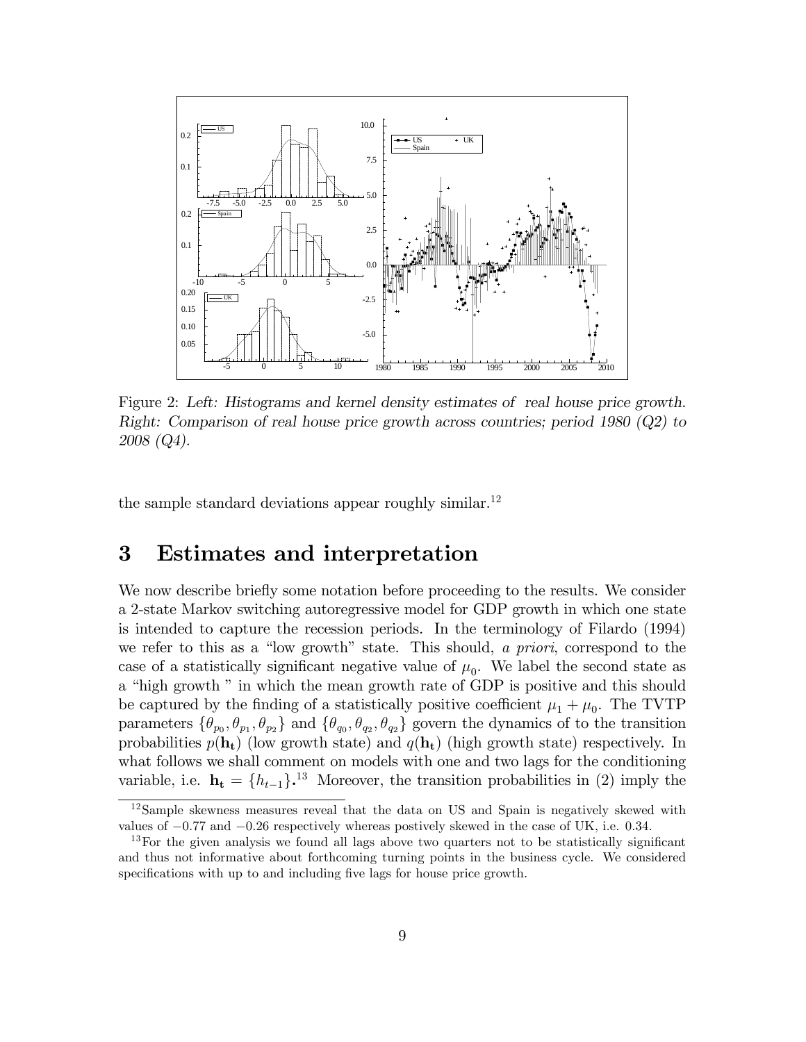Figure 2: *Left: Histograms and kernel density estimates of real house price growth. Right: Comparison of real house price growth across countries; period 1980 (Q2) to 2008 (Q4).*

the sample standard deviations appear roughly similar.[12]

# 3 Estimates and interpretation

We now describe briefly some notation before proceeding to the results. We consider a 2-state Markov switching autoregressive model for GDP growth in which one state is intended to capture the recession periods. In the terminology of Filardo (1994) we refer to this as a "low growth" state. This should, *a priori*, correspond to the case of a statistically significant negative value of $\mu_0$. We label the second state as a "high growth " in which the mean growth rate of GDP is positive and this should be captured by the finding of a statistically positive coefficient $\mu_1 + \mu_0$. The TVTP parameters $\{\theta_{p_0}, \theta_{p_1}, \theta_{p_2}\}$ and $\{\theta_{q_0}, \theta_{q_2}, \theta_{q_2}\}$ govern the dynamics of to the transition probabilities $p(\mathbf{h_t})$ (low growth state) and $q(\mathbf{h_t})$ (high growth state) respectively. In what follows we shall comment on models with one and two lags for the conditioning variable, i.e. $\mathbf{h_t} = \{h_{t-1}\}$.[13] Moreover, the transition probabilities in (2) imply the

[12] Sample skewness measures reveal that the data on US and Spain is negatively skewed with values of $-0.77$ and $-0.26$ respectively whereas postively skewed in the case of UK, i.e. 0.34.

[13] For the given analysis we found all lags above two quarters not to be statistically significant and thus not informative about forthcoming turning points in the business cycle. We considered specifications with up to and including five lags for house price growth.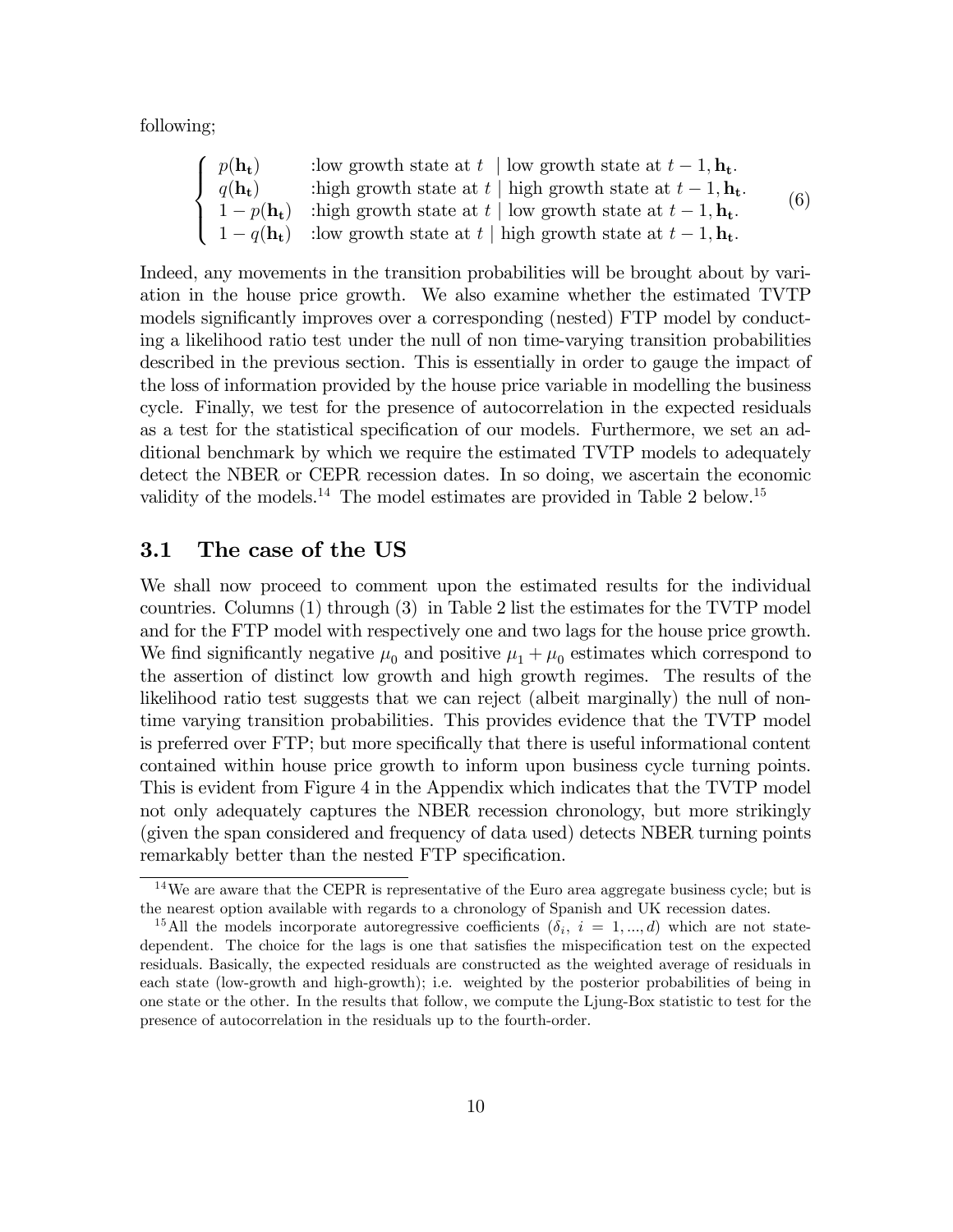following;

$$
\begin{cases}
p(\mathbf{h_t}) & \text{:low growth state at } t \mid \text{low growth state at } t-1, \mathbf{h_t}. \\
q(\mathbf{h_t}) & \text{:high growth state at } t \mid \text{high growth state at } t-1, \mathbf{h_t}. \\
1-p(\mathbf{h_t}) & \text{:high growth state at } t \mid \text{low growth state at } t-1, \mathbf{h_t}. \\
1-q(\mathbf{h_t}) & \text{:low growth state at } t \mid \text{high growth state at } t-1, \mathbf{h_t}.
\end{cases}
\tag{6}
$$

Indeed, any movements in the transition probabilities will be brought about by variation in the house price growth. We also examine whether the estimated TVTP models significantly improves over a corresponding (nested) FTP model by conducting a likelihood ratio test under the null of non time-varying transition probabilities described in the previous section. This is essentially in order to gauge the impact of the loss of information provided by the house price variable in modelling the business cycle. Finally, we test for the presence of autocorrelation in the expected residuals as a test for the statistical specification of our models. Furthermore, we set an additional benchmark by which we require the estimated TVTP models to adequately detect the NBER or CEPR recession dates. In so doing, we ascertain the economic validity of the models.[14] The model estimates are provided in Table 2 below.[15]

## 3.1 The case of the US

We shall now proceed to comment upon the estimated results for the individual countries. Columns (1) through (3) in Table 2 list the estimates for the TVTP model and for the FTP model with respectively one and two lags for the house price growth. We find significantly negative $\mu_0$ and positive $\mu_1 + \mu_0$ estimates which correspond to the assertion of distinct low growth and high growth regimes. The results of the likelihood ratio test suggests that we can reject (albeit marginally) the null of non-time varying transition probabilities. This provides evidence that the TVTP model is preferred over FTP; but more specifically that there is useful informational content contained within house price growth to inform upon business cycle turning points. This is evident from Figure 4 in the Appendix which indicates that the TVTP model not only adequately captures the NBER recession chronology, but more strikingly (given the span considered and frequency of data used) detects NBER turning points remarkably better than the nested FTP specification.

[14] We are aware that the CEPR is representative of the Euro area aggregate business cycle; but is the nearest option available with regards to a chronology of Spanish and UK recession dates.

[15] All the models incorporate autoregressive coefficients ($\delta_i$, $i = 1, ..., d$) which are not state-dependent. The choice for the lags is one that satisfies the mispecification test on the expected residuals. Basically, the expected residuals are constructed as the weighted average of residuals in each state (low-growth and high-growth); i.e. weighted by the posterior probabilities of being in one state or the other. In the results that follow, we compute the Ljung-Box statistic to test for the presence of autocorrelation in the residuals up to the fourth-order.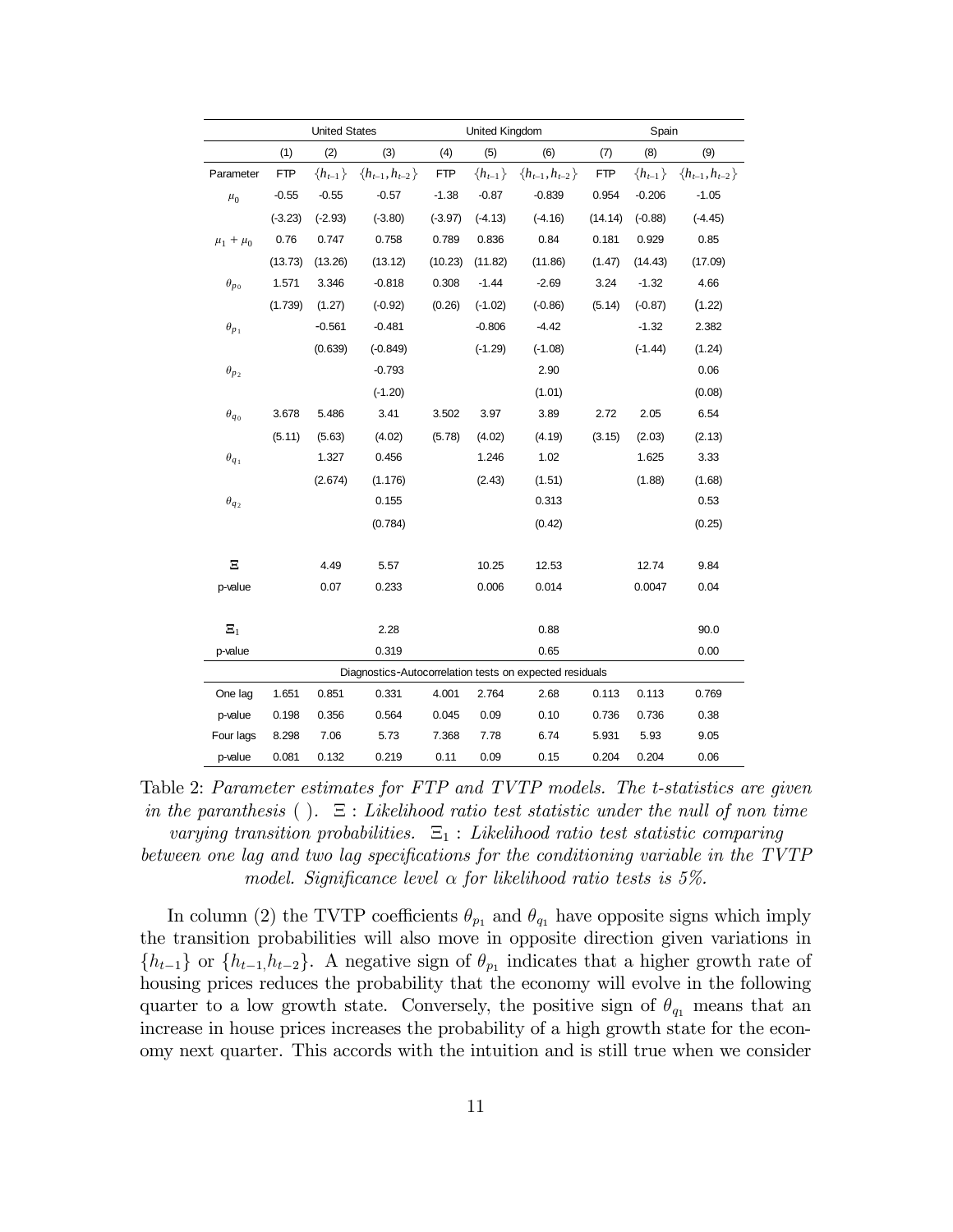| | United States | | | United Kingdom | | | Spain | | |
|---|---|---|---|---|---|---|---|---|---|
| | (1) | (2) | (3) | (4) | (5) | (6) | (7) | (8) | (9) |
| Parameter | FTP | $\{h_{t-1}\}$ | $\{h_{t-1}, h_{t-2}\}$ | FTP | $\{h_{t-1}\}$ | $\{h_{t-1}, h_{t-2}\}$ | FTP | $\{h_{t-1}\}$ | $\{h_{t-1}, h_{t-2}\}$ |
| $\mu_0$ | -0.55 | -0.55 | -0.57 | -1.38 | -0.87 | -0.839 | 0.954 | -0.206 | -1.05 |
| | (-3.23) | (-2.93) | (-3.80) | (-3.97) | (-4.13) | (-4.16) | (14.14) | (-0.88) | (-4.45) |
| $\mu_1 + \mu_0$ | 0.76 | 0.747 | 0.758 | 0.789 | 0.836 | 0.84 | 0.181 | 0.929 | 0.85 |
| | (13.73) | (13.26) | (13.12) | (10.23) | (11.82) | (11.86) | (1.47) | (14.43) | (17.09) |
| $\theta_{p_0}$ | 1.571 | 3.346 | -0.818 | 0.308 | -1.44 | -2.69 | 3.24 | -1.32 | 4.66 |
| | (1.739) | (1.27) | (-0.92) | (0.26) | (-1.02) | (-0.86) | (5.14) | (-0.87) | (1.22) |
| $\theta_{p_1}$ | | -0.561 | -0.481 | | -0.806 | -4.42 | | -1.32 | 2.382 |
| | | (0.639) | (-0.849) | | (-1.29) | (-1.08) | | (-1.44) | (1.24) |
| $\theta_{p_2}$ | | | -0.793 | | | 2.90 | | | 0.06 |
| | | | (-1.20) | | | (1.01) | | | (0.08) |
| $\theta_{q_0}$ | 3.678 | 5.486 | 3.41 | 3.502 | 3.97 | 3.89 | 2.72 | 2.05 | 6.54 |
| | (5.11) | (5.63) | (4.02) | (5.78) | (4.02) | (4.19) | (3.15) | (2.03) | (2.13) |
| $\theta_{q_1}$ | | 1.327 | 0.456 | | 1.246 | 1.02 | | 1.625 | 3.33 |
| | | (2.674) | (1.176) | | (2.43) | (1.51) | | (1.88) | (1.68) |
| $\theta_{q_2}$ | | | 0.155 | | | 0.313 | | | 0.53 |
| | | | (0.784) | | | (0.42) | | | (0.25) |
| $\Xi$ | | 4.49 | 5.57 | | 10.25 | 12.53 | | 12.74 | 9.84 |
| p-value | | 0.07 | 0.233 | | 0.006 | 0.014 | | 0.0047 | 0.04 |
| $\Xi_1$ | | | 2.28 | | | 0.88 | | | 90.0 |
| p-value | | | 0.319 | | | 0.65 | | | 0.00 |
| Diagnostics-Autocorrelation tests on expected residuals | | | | | | | | | |
| One lag | 1.651 | 0.851 | 0.331 | 4.001 | 2.764 | 2.68 | 0.113 | 0.113 | 0.769 |
| p-value | 0.198 | 0.356 | 0.564 | 0.045 | 0.09 | 0.10 | 0.736 | 0.736 | 0.38 |
| Four lags | 8.298 | 7.06 | 5.73 | 7.368 | 7.78 | 6.74 | 5.931 | 5.93 | 9.05 |
| p-value | 0.081 | 0.132 | 0.219 | 0.11 | 0.09 | 0.15 | 0.204 | 0.204 | 0.06 |

Table 2: *Parameter estimates for FTP and TVTP models. The t-statistics are given in the paranthesis ( ). $\Xi$ : Likelihood ratio test statistic under the null of non time varying transition probabilities. $\Xi_1$ : Likelihood ratio test statistic comparing between one lag and two lag specifications for the conditioning variable in the TVTP model. Significance level $\alpha$ for likelihood ratio tests is 5%.*

In column (2) the TVTP coefficients $\theta_{p_1}$ and $\theta_{q_1}$ have opposite signs which imply the transition probabilities will also move in opposite direction given variations in $\{h_{t-1}\}$ or $\{h_{t-1}, h_{t-2}\}$. A negative sign of $\theta_{p_1}$ indicates that a higher growth rate of housing prices reduces the probability that the economy will evolve in the following quarter to a low growth state. Conversely, the positive sign of $\theta_{q_1}$ means that an increase in house prices increases the probability of a high growth state for the economy next quarter. This accords with the intuition and is still true when we consider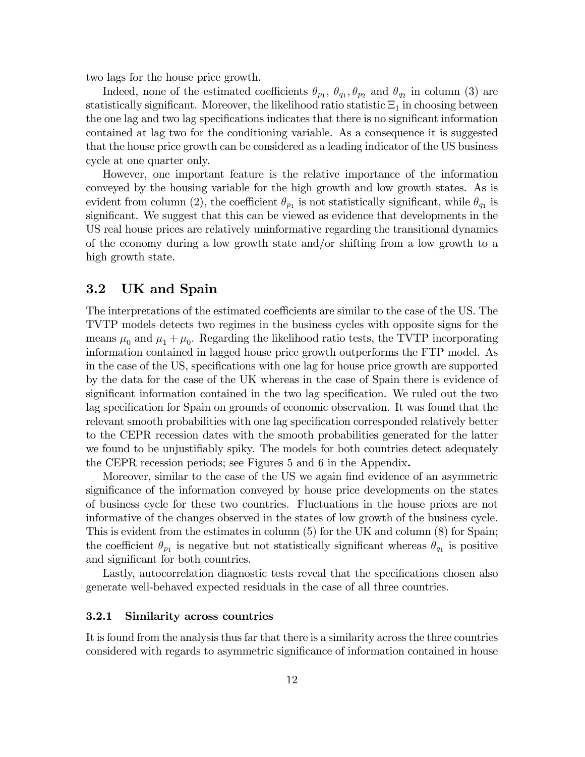two lags for the house price growth.

Indeed, none of the estimated coefficients $\theta_{p_1}$, $\theta_{q_1}, \theta_{p_2}$ and $\theta_{q_2}$ in column (3) are statistically significant. Moreover, the likelihood ratio statistic $\Xi_1$ in choosing between the one lag and two lag specifications indicates that there is no significant information contained at lag two for the conditioning variable. As a consequence it is suggested that the house price growth can be considered as a leading indicator of the US business cycle at one quarter only.

However, one important feature is the relative importance of the information conveyed by the housing variable for the high growth and low growth states. As is evident from column (2), the coefficient $\theta_{p_1}$ is not statistically significant, while $\theta_{q_1}$ is significant. We suggest that this can be viewed as evidence that developments in the US real house prices are relatively uninformative regarding the transitional dynamics of the economy during a low growth state and/or shifting from a low growth to a high growth state.

## 3.2 UK and Spain

The interpretations of the estimated coefficients are similar to the case of the US. The TVTP models detects two regimes in the business cycles with opposite signs for the means $\mu_0$ and $\mu_1 + \mu_0$. Regarding the likelihood ratio tests, the TVTP incorporating information contained in lagged house price growth outperforms the FTP model. As in the case of the US, specifications with one lag for house price growth are supported by the data for the case of the UK whereas in the case of Spain there is evidence of significant information contained in the two lag specification. We ruled out the two lag specification for Spain on grounds of economic observation. It was found that the relevant smooth probabilities with one lag specification corresponded relatively better to the CEPR recession dates with the smooth probabilities generated for the latter we found to be unjustifiably spiky. The models for both countries detect adequately the CEPR recession periods; see Figures 5 and 6 in the Appendix**.**

Moreover, similar to the case of the US we again find evidence of an asymmetric significance of the information conveyed by house price developments on the states of business cycle for these two countries. Fluctuations in the house prices are not informative of the changes observed in the states of low growth of the business cycle. This is evident from the estimates in column (5) for the UK and column (8) for Spain; the coefficient $\theta_{p_1}$ is negative but not statistically significant whereas $\theta_{q_1}$ is positive and significant for both countries.

Lastly, autocorrelation diagnostic tests reveal that the specifications chosen also generate well-behaved expected residuals in the case of all three countries.

### 3.2.1 Similarity across countries

It is found from the analysis thus far that there is a similarity across the three countries considered with regards to asymmetric significance of information contained in house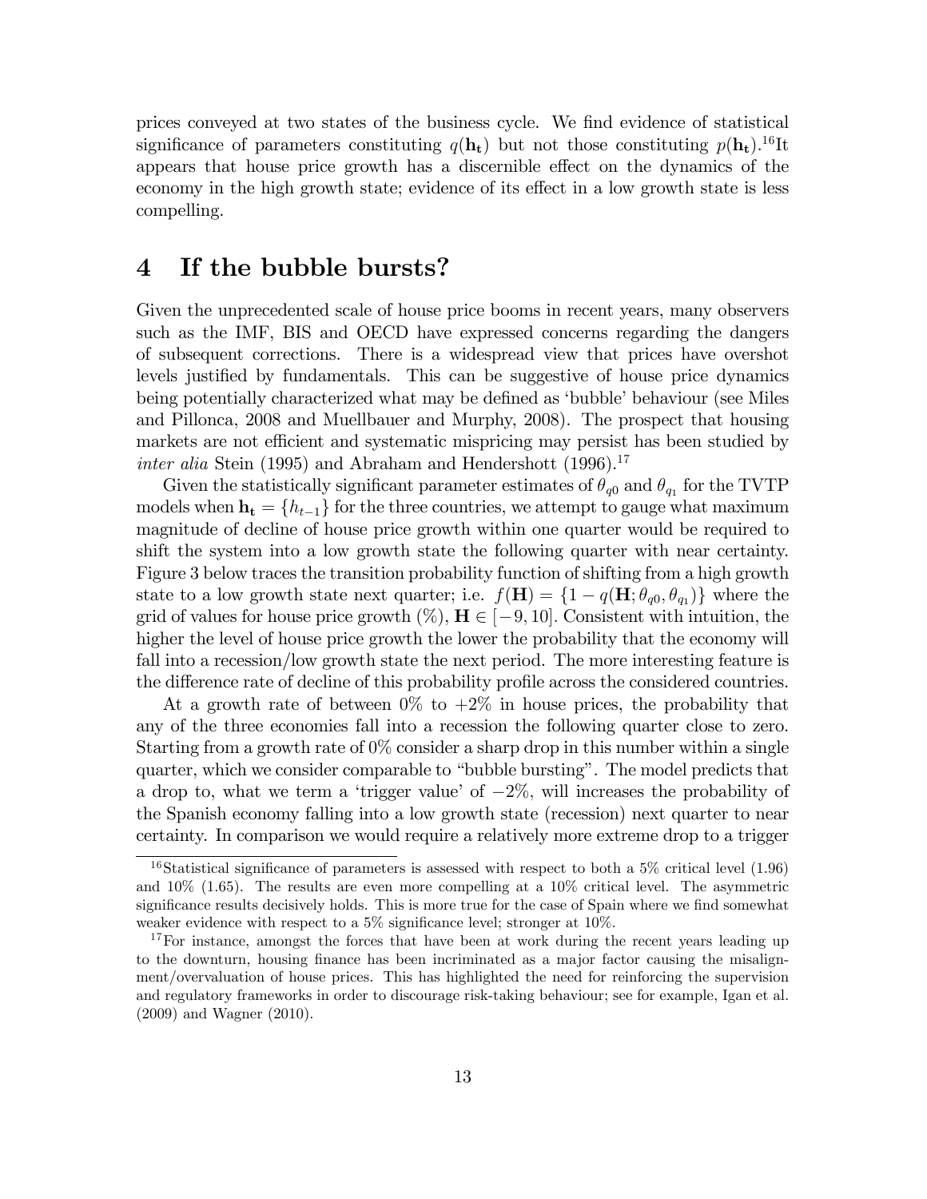prices conveyed at two states of the business cycle. We find evidence of statistical significance of parameters constituting $q(\mathbf{h_t})$ but not those constituting $p(\mathbf{h_t})$.[16]It appears that house price growth has a discernible effect on the dynamics of the economy in the high growth state; evidence of its effect in a low growth state is less compelling.

# 4 If the bubble bursts?

Given the unprecedented scale of house price booms in recent years, many observers such as the IMF, BIS and OECD have expressed concerns regarding the dangers of subsequent corrections. There is a widespread view that prices have overshot levels justified by fundamentals. This can be suggestive of house price dynamics being potentially characterized what may be defined as 'bubble' behaviour (see Miles and Pillonca, 2008 and Muellbauer and Murphy, 2008). The prospect that housing markets are not efficient and systematic mispricing may persist has been studied by *inter alia* Stein (1995) and Abraham and Hendershott (1996).[17]

Given the statistically significant parameter estimates of $\theta_{q0}$ and $\theta_{q_1}$ for the TVTP models when $\mathbf{h_t} = \{h_{t-1}\}$ for the three countries, we attempt to gauge what maximum magnitude of decline of house price growth within one quarter would be required to shift the system into a low growth state the following quarter with near certainty. Figure 3 below traces the transition probability function of shifting from a high growth state to a low growth state next quarter; i.e. $f(\mathbf{H}) = \{1 - q(\mathbf{H}; \theta_{q0}, \theta_{q_1})\}$ where the grid of values for house price growth (%), $\mathbf{H} \in [-9, 10]$. Consistent with intuition, the higher the level of house price growth the lower the probability that the economy will fall into a recession/low growth state the next period. The more interesting feature is the difference rate of decline of this probability profile across the considered countries.

At a growth rate of between 0% to +2% in house prices, the probability that any of the three economies fall into a recession the following quarter close to zero. Starting from a growth rate of 0% consider a sharp drop in this number within a single quarter, which we consider comparable to "bubble bursting". The model predicts that a drop to, what we term a 'trigger value' of $-2\%$, will increases the probability of the Spanish economy falling into a low growth state (recession) next quarter to near certainty. In comparison we would require a relatively more extreme drop to a trigger

[16]Statistical significance of parameters is assessed with respect to both a 5% critical level (1.96) and 10% (1.65). The results are even more compelling at a 10% critical level. The asymmetric significance results decisively holds. This is more true for the case of Spain where we find somewhat weaker evidence with respect to a 5% significance level; stronger at 10%.

[17]For instance, amongst the forces that have been at work during the recent years leading up to the downturn, housing finance has been incriminated as a major factor causing the misalignment/overvaluation of house prices. This has highlighted the need for reinforcing the supervision and regulatory frameworks in order to discourage risk-taking behaviour; see for example, Igan et al. (2009) and Wagner (2010).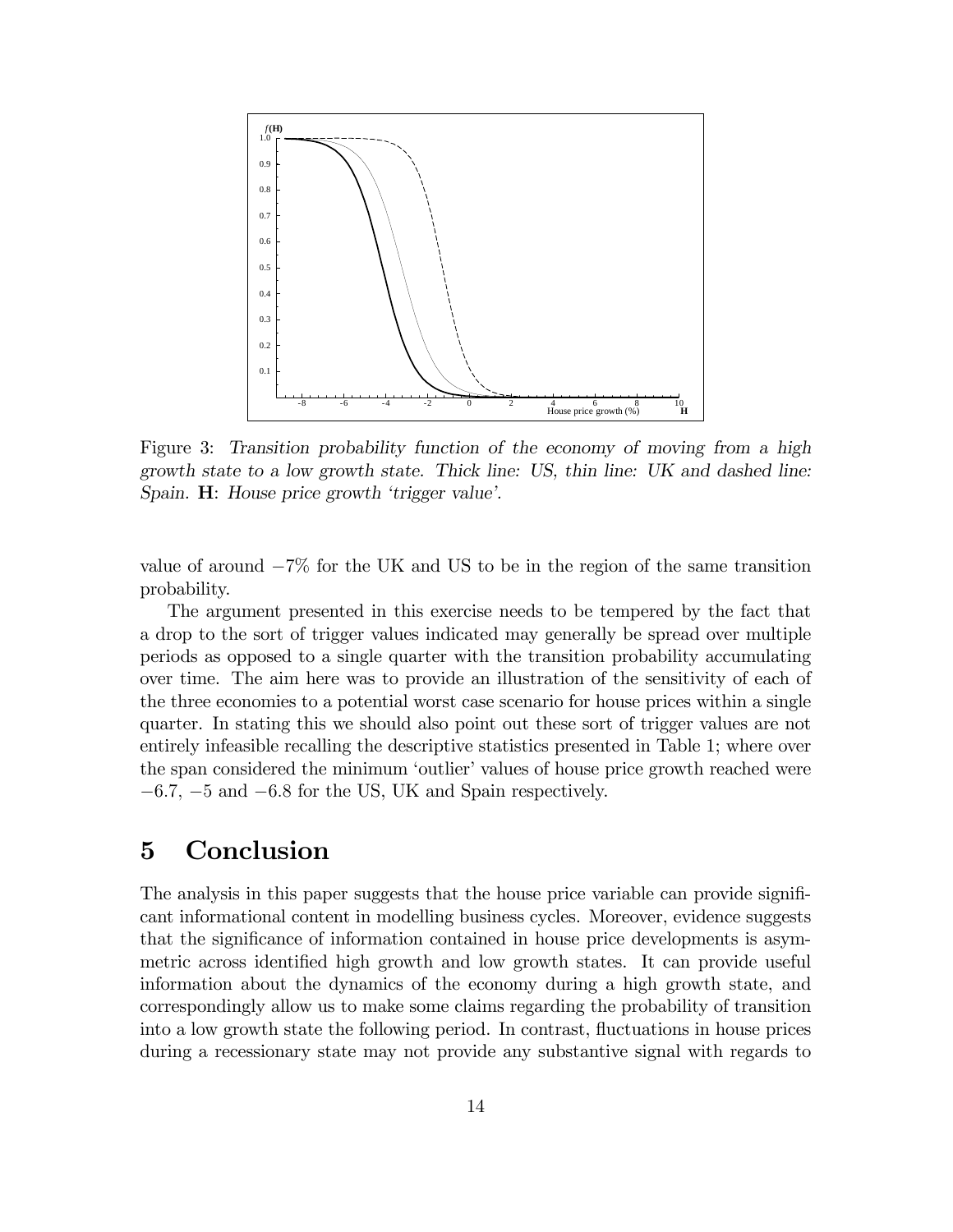Figure 3: *Transition probability function of the economy of moving from a high growth state to a low growth state. Thick line: US, thin line: UK and dashed line: Spain.* **H**: *House price growth 'trigger value'.*

value of around $-7\%$ for the UK and US to be in the region of the same transition probability.

The argument presented in this exercise needs to be tempered by the fact that a drop to the sort of trigger values indicated may generally be spread over multiple periods as opposed to a single quarter with the transition probability accumulating over time. The aim here was to provide an illustration of the sensitivity of each of the three economies to a potential worst case scenario for house prices within a single quarter. In stating this we should also point out these sort of trigger values are not entirely infeasible recalling the descriptive statistics presented in Table 1; where over the span considered the minimum 'outlier' values of house price growth reached were $-6.7$, $-5$ and $-6.8$ for the US, UK and Spain respectively.

# 5 Conclusion

The analysis in this paper suggests that the house price variable can provide significant informational content in modelling business cycles. Moreover, evidence suggests that the significance of information contained in house price developments is asymmetric across identified high growth and low growth states. It can provide useful information about the dynamics of the economy during a high growth state, and correspondingly allow us to make some claims regarding the probability of transition into a low growth state the following period. In contrast, fluctuations in house prices during a recessionary state may not provide any substantive signal with regards to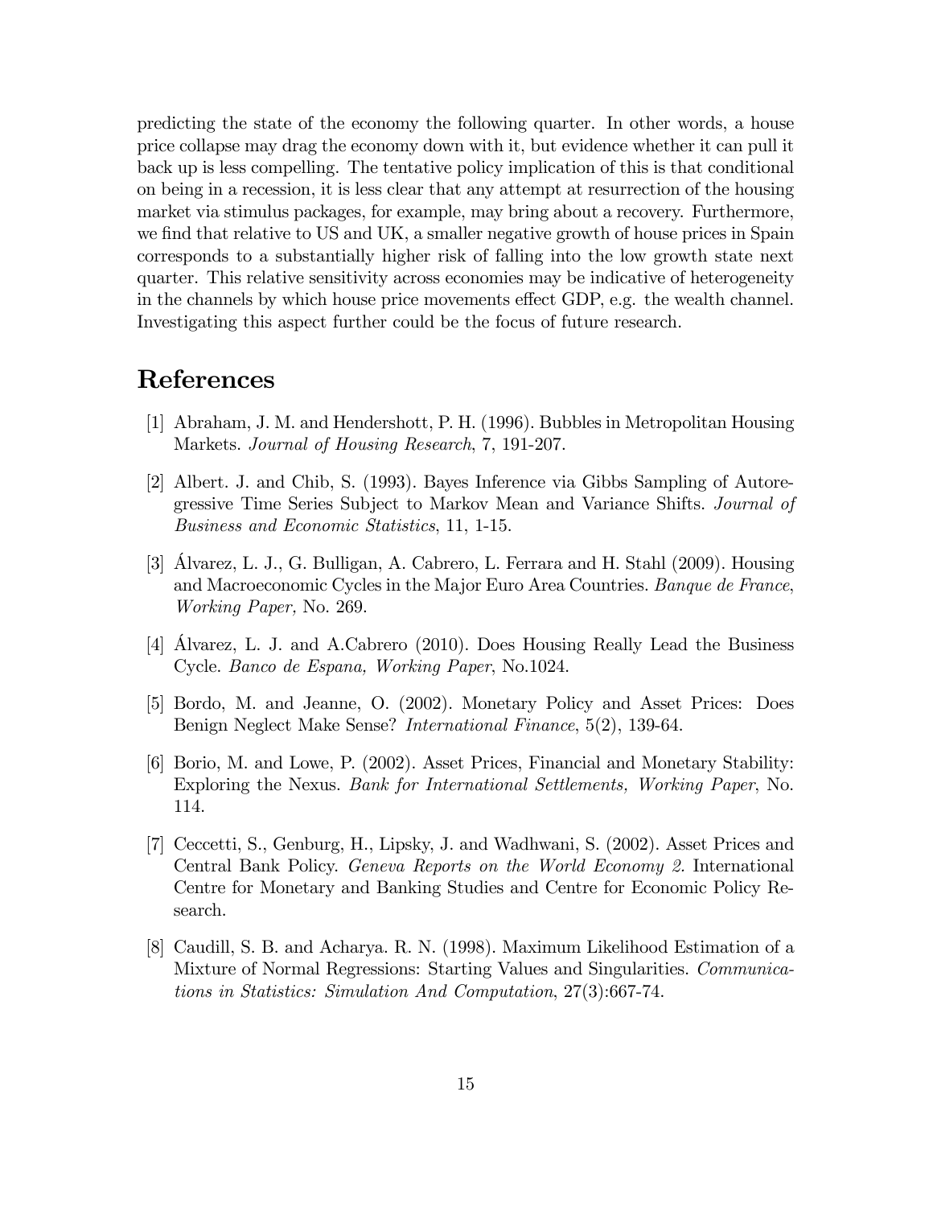predicting the state of the economy the following quarter. In other words, a house price collapse may drag the economy down with it, but evidence whether it can pull it back up is less compelling. The tentative policy implication of this is that conditional on being in a recession, it is less clear that any attempt at resurrection of the housing market via stimulus packages, for example, may bring about a recovery. Furthermore, we find that relative to US and UK, a smaller negative growth of house prices in Spain corresponds to a substantially higher risk of falling into the low growth state next quarter. This relative sensitivity across economies may be indicative of heterogeneity in the channels by which house price movements effect GDP, e.g. the wealth channel. Investigating this aspect further could be the focus of future research.

# References

[1] Abraham, J. M. and Hendershott, P. H. (1996). Bubbles in Metropolitan Housing Markets. *Journal of Housing Research*, 7, 191-207.

[2] Albert. J. and Chib, S. (1993). Bayes Inference via Gibbs Sampling of Autoregressive Time Series Subject to Markov Mean and Variance Shifts. *Journal of Business and Economic Statistics*, 11, 1-15.

[3] Álvarez, L. J., G. Bulligan, A. Cabrero, L. Ferrara and H. Stahl (2009). Housing and Macroeconomic Cycles in the Major Euro Area Countries. *Banque de France, Working Paper,* No. 269.

[4] Álvarez, L. J. and A.Cabrero (2010). Does Housing Really Lead the Business Cycle. *Banco de Espana, Working Paper*, No.1024.

[5] Bordo, M. and Jeanne, O. (2002). Monetary Policy and Asset Prices: Does Benign Neglect Make Sense? *International Finance*, 5(2), 139-64.

[6] Borio, M. and Lowe, P. (2002). Asset Prices, Financial and Monetary Stability: Exploring the Nexus. *Bank for International Settlements, Working Paper*, No. 114.

[7] Ceccetti, S., Genburg, H., Lipsky, J. and Wadhwani, S. (2002). Asset Prices and Central Bank Policy. *Geneva Reports on the World Economy 2*. International Centre for Monetary and Banking Studies and Centre for Economic Policy Research.

[8] Caudill, S. B. and Acharya. R. N. (1998). Maximum Likelihood Estimation of a Mixture of Normal Regressions: Starting Values and Singularities. *Communications in Statistics: Simulation And Computation*, 27(3):667-74.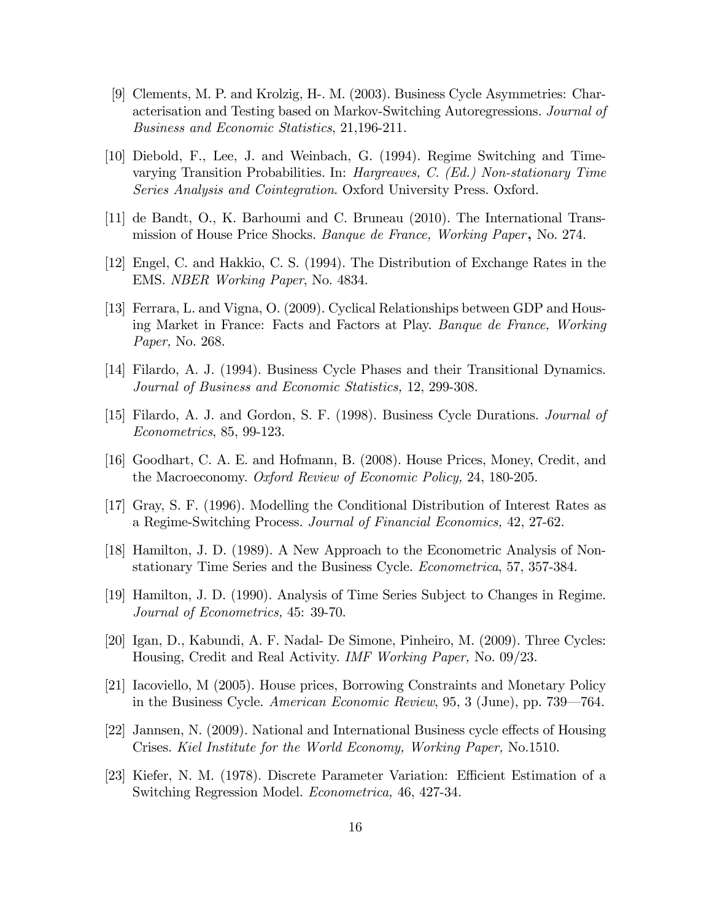[9] Clements, M. P. and Krolzig, H-. M. (2003). Business Cycle Asymmetries: Characterisation and Testing based on Markov-Switching Autoregressions. *Journal of Business and Economic Statistics*, 21,196-211.

[10] Diebold, F., Lee, J. and Weinbach, G. (1994). Regime Switching and Time-varying Transition Probabilities. In: *Hargreaves, C. (Ed.) Non-stationary Time Series Analysis and Cointegration*. Oxford University Press. Oxford.

[11] de Bandt, O., K. Barhoumi and C. Bruneau (2010). The International Transmission of House Price Shocks. *Banque de France, Working Paper*, No. 274.

[12] Engel, C. and Hakkio, C. S. (1994). The Distribution of Exchange Rates in the EMS. *NBER Working Paper*, No. 4834.

[13] Ferrara, L. and Vigna, O. (2009). Cyclical Relationships between GDP and Housing Market in France: Facts and Factors at Play. *Banque de France, Working Paper,* No. 268.

[14] Filardo, A. J. (1994). Business Cycle Phases and their Transitional Dynamics. *Journal of Business and Economic Statistics,* 12, 299-308.

[15] Filardo, A. J. and Gordon, S. F. (1998). Business Cycle Durations. *Journal of Econometrics*, 85, 99-123.

[16] Goodhart, C. A. E. and Hofmann, B. (2008). House Prices, Money, Credit, and the Macroeconomy. *Oxford Review of Economic Policy,* 24, 180-205.

[17] Gray, S. F. (1996). Modelling the Conditional Distribution of Interest Rates as a Regime-Switching Process. *Journal of Financial Economics,* 42, 27-62.

[18] Hamilton, J. D. (1989). A New Approach to the Econometric Analysis of Nonstationary Time Series and the Business Cycle. *Econometrica*, 57, 357-384.

[19] Hamilton, J. D. (1990). Analysis of Time Series Subject to Changes in Regime. *Journal of Econometrics,* 45: 39-70.

[20] Igan, D., Kabundi, A. F. Nadal- De Simone, Pinheiro, M. (2009). Three Cycles: Housing, Credit and Real Activity. *IMF Working Paper,* No. 09/23.

[21] Iacoviello, M (2005). House prices, Borrowing Constraints and Monetary Policy in the Business Cycle. *American Economic Review*, 95, 3 (June), pp. 739—764.

[22] Jannsen, N. (2009). National and International Business cycle effects of Housing Crises. *Kiel Institute for the World Economy, Working Paper,* No.1510.

[23] Kiefer, N. M. (1978). Discrete Parameter Variation: Efficient Estimation of a Switching Regression Model. *Econometrica,* 46, 427-34.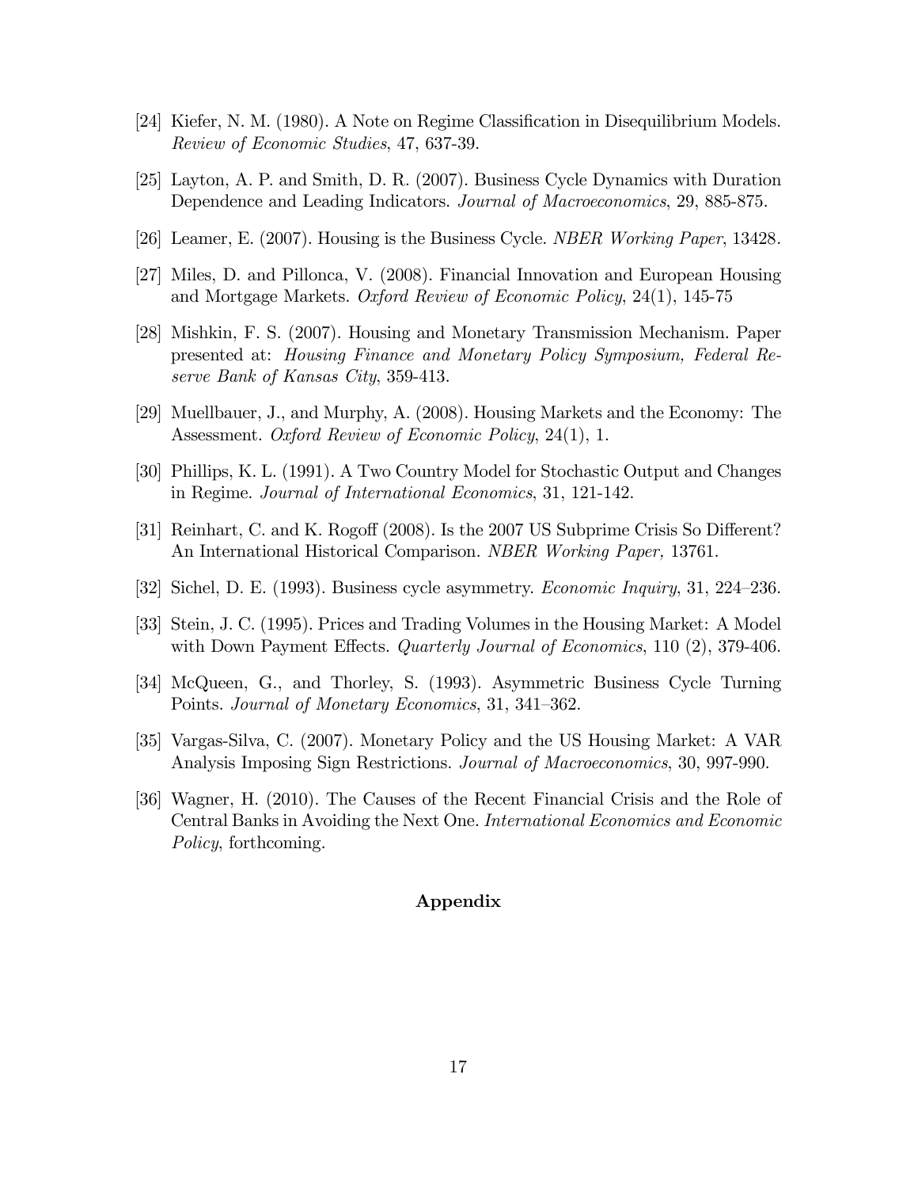[24] Kiefer, N. M. (1980). A Note on Regime Classification in Disequilibrium Models. *Review of Economic Studies*, 47, 637-39.

[25] Layton, A. P. and Smith, D. R. (2007). Business Cycle Dynamics with Duration Dependence and Leading Indicators. *Journal of Macroeconomics*, 29, 885-875.

[26] Leamer, E. (2007). Housing is the Business Cycle. *NBER Working Paper*, 13428.

[27] Miles, D. and Pillonca, V. (2008). Financial Innovation and European Housing and Mortgage Markets. *Oxford Review of Economic Policy*, 24(1), 145-75

[28] Mishkin, F. S. (2007). Housing and Monetary Transmission Mechanism. Paper presented at: *Housing Finance and Monetary Policy Symposium, Federal Reserve Bank of Kansas City*, 359-413.

[29] Muellbauer, J., and Murphy, A. (2008). Housing Markets and the Economy: The Assessment. *Oxford Review of Economic Policy*, 24(1), 1.

[30] Phillips, K. L. (1991). A Two Country Model for Stochastic Output and Changes in Regime. *Journal of International Economics*, 31, 121-142.

[31] Reinhart, C. and K. Rogoff (2008). Is the 2007 US Subprime Crisis So Different? An International Historical Comparison. *NBER Working Paper,* 13761.

[32] Sichel, D. E. (1993). Business cycle asymmetry. *Economic Inquiry*, 31, 224–236.

[33] Stein, J. C. (1995). Prices and Trading Volumes in the Housing Market: A Model with Down Payment Effects. *Quarterly Journal of Economics*, 110 (2), 379-406.

[34] McQueen, G., and Thorley, S. (1993). Asymmetric Business Cycle Turning Points. *Journal of Monetary Economics*, 31, 341–362.

[35] Vargas-Silva, C. (2007). Monetary Policy and the US Housing Market: A VAR Analysis Imposing Sign Restrictions. *Journal of Macroeconomics*, 30, 997-990.

[36] Wagner, H. (2010). The Causes of the Recent Financial Crisis and the Role of Central Banks in Avoiding the Next One. *International Economics and Economic Policy*, forthcoming.

## Appendix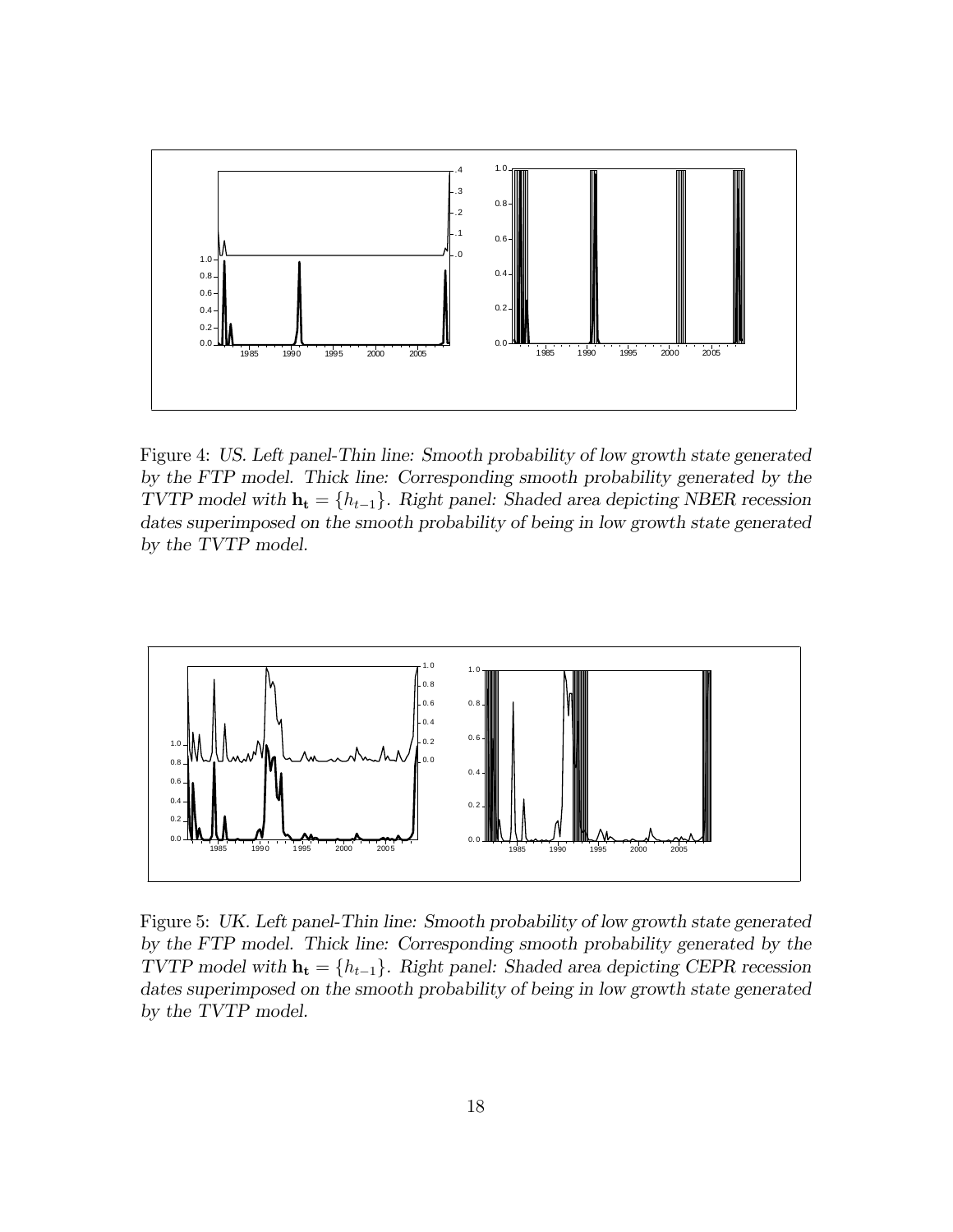Figure 4: *US. Left panel-Thin line: Smooth probability of low growth state generated by the FTP model. Thick line: Corresponding smooth probability generated by the TVTP model with* $\mathbf{h_t} = \{h_{t-1}\}$. *Right panel: Shaded area depicting NBER recession dates superimposed on the smooth probability of being in low growth state generated by the TVTP model.*

Figure 5: *UK. Left panel-Thin line: Smooth probability of low growth state generated by the FTP model. Thick line: Corresponding smooth probability generated by the TVTP model with* $\mathbf{h_t} = \{h_{t-1}\}$. *Right panel: Shaded area depicting CEPR recession dates superimposed on the smooth probability of being in low growth state generated by the TVTP model.*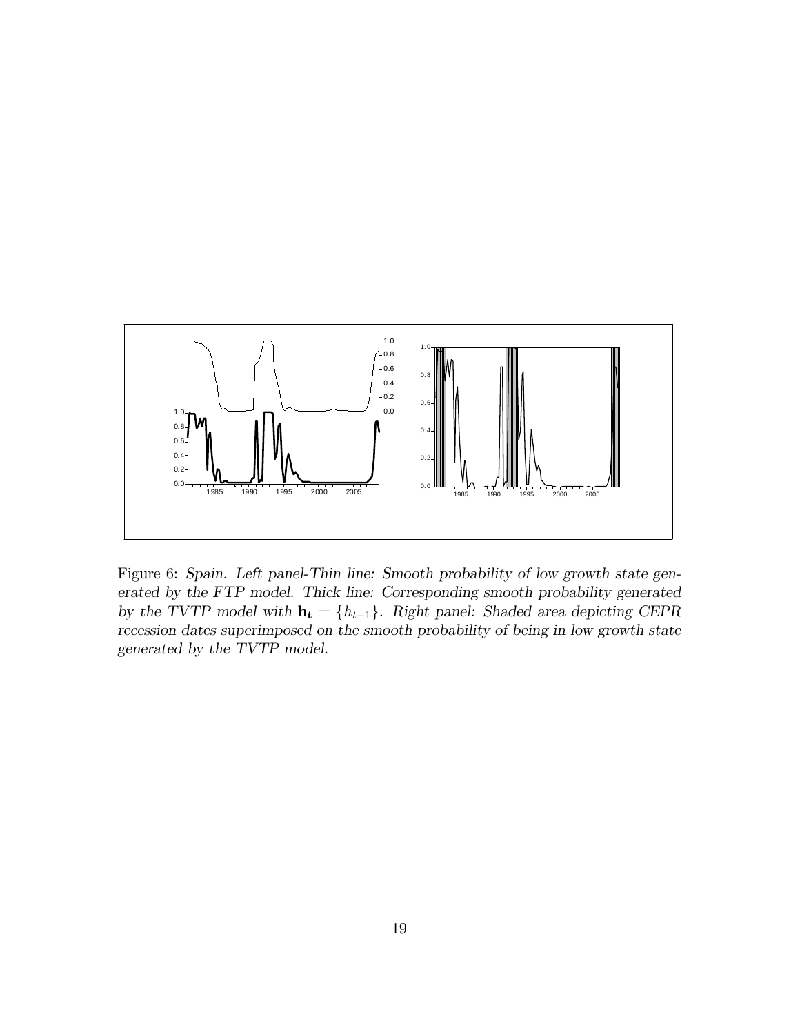Figure 6: *Spain. Left panel-Thin line: Smooth probability of low growth state generated by the FTP model. Thick line: Corresponding smooth probability generated by the TVTP model with* $\mathbf{h_t} = \{h_{t-1}\}$. *Right panel: Shaded area depicting CEPR recession dates superimposed on the smooth probability of being in low growth state generated by the TVTP model.*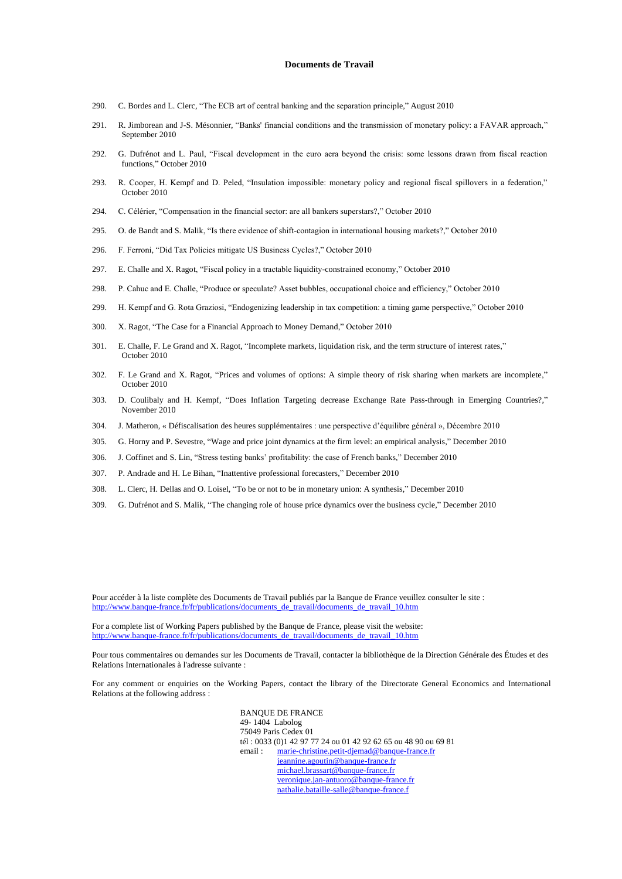# Documents de Travail

290. C. Bordes and L. Clerc, "The ECB art of central banking and the separation principle," August 2010

291. R. Jimborean and J-S. Mésonnier, "Banks' financial conditions and the transmission of monetary policy: a FAVAR approach," September 2010

292. G. Dufrénot and L. Paul, "Fiscal development in the euro aera beyond the crisis: some lessons drawn from fiscal reaction functions," October 2010

293. R. Cooper, H. Kempf and D. Peled, "Insulation impossible: monetary policy and regional fiscal spillovers in a federation," October 2010

294. C. Célérier, "Compensation in the financial sector: are all bankers superstars?," October 2010

295. O. de Bandt and S. Malik, "Is there evidence of shift-contagion in international housing markets?," October 2010

296. F. Ferroni, "Did Tax Policies mitigate US Business Cycles?," October 2010

297. E. Challe and X. Ragot, "Fiscal policy in a tractable liquidity-constrained economy," October 2010

298. P. Cahuc and E. Challe, "Produce or speculate? Asset bubbles, occupational choice and efficiency," October 2010

299. H. Kempf and G. Rota Graziosi, "Endogenizing leadership in tax competition: a timing game perspective," October 2010

300. X. Ragot, "The Case for a Financial Approach to Money Demand," October 2010

301. E. Challe, F. Le Grand and X. Ragot, "Incomplete markets, liquidation risk, and the term structure of interest rates," October 2010

302. F. Le Grand and X. Ragot, "Prices and volumes of options: A simple theory of risk sharing when markets are incomplete," October 2010

303. D. Coulibaly and H. Kempf, "Does Inflation Targeting decrease Exchange Rate Pass-through in Emerging Countries?," November 2010

304. J. Matheron, « Défiscalisation des heures supplémentaires : une perspective d'équilibre général », Décembre 2010

305. G. Horny and P. Sevestre, "Wage and price joint dynamics at the firm level: an empirical analysis," December 2010

306. J. Coffinet and S. Lin, "Stress testing banks' profitability: the case of French banks," December 2010

307. P. Andrade and H. Le Bihan, "Inattentive professional forecasters," December 2010

308. L. Clerc, H. Dellas and O. Loisel, "To be or not to be in monetary union: A synthesis," December 2010

309. G. Dufrénot and S. Malik, "The changing role of house price dynamics over the business cycle," December 2010

Pour accéder à la liste complète des Documents de Travail publiés par la Banque de France veuillez consulter le site :
http://www.banque-france.fr/fr/publications/documents_de_travail/documents_de_travail_10.htm

For a complete list of Working Papers published by the Banque de France, please visit the website:
http://www.banque-france.fr/fr/publications/documents_de_travail/documents_de_travail_10.htm

Pour tous commentaires ou demandes sur les Documents de Travail, contacter la bibliothèque de la Direction Générale des Études et des Relations Internationales à l'adresse suivante :

For any comment or enquiries on the Working Papers, contact the library of the Directorate General Economics and International Relations at the following address :

BANQUE DE FRANCE
49- 1404 Labolog
75049 Paris Cedex 01
tél : 0033 (0)1 42 97 77 24 ou 01 42 92 62 65 ou 48 90 ou 69 81
email : marie-christine.petit-djemad@banque-france.fr
jeannine.agoutin@banque-france.fr
michael.brassart@banque-france.fr
veronique.jan-antuoro@banque-france.fr
nathalie.bataille-salle@banque-france.f